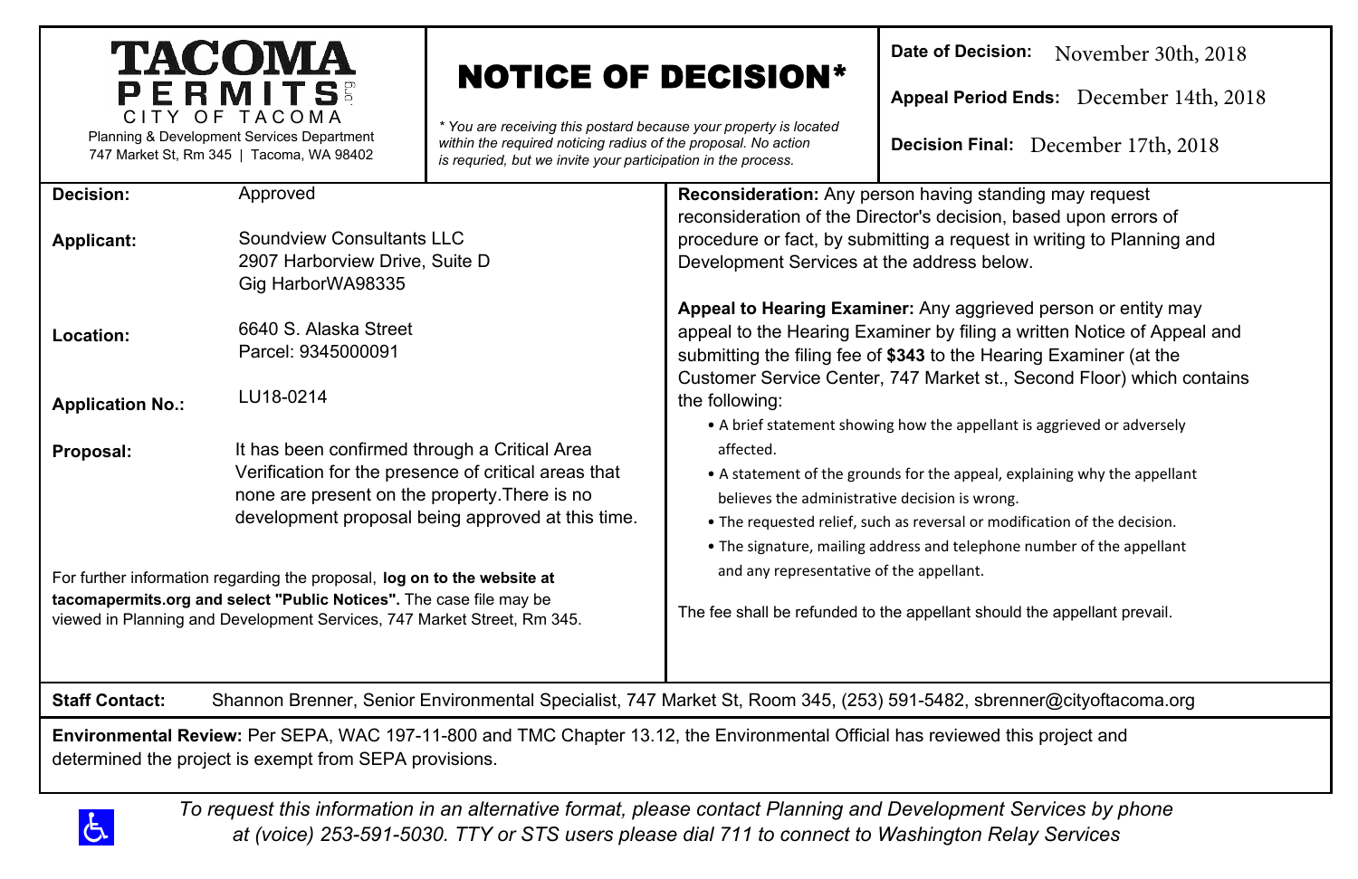**TACOMA PERMITS**
CITY OF TACOMA
Planning & Development Services Department
747 Market St, Rm 345 | Tacoma, WA 98402

# NOTICE OF DECISION*

*\* You are receiving this postard because your property is located within the required noticing radius of the proposal. No action is requried, but we invite your participation in the process.*

**Date of Decision:** November 30th, 2018

**Appeal Period Ends:** December 14th, 2018

**Decision Final:** December 17th, 2018

**Decision:** Approved

**Applicant:** Soundview Consultants LLC
2907 Harborview Drive, Suite D
Gig HarborWA98335

**Location:** 6640 S. Alaska Street
Parcel: 9345000091

**Application No.:** LU18-0214

**Proposal:** It has been confirmed through a Critical Area Verification for the presence of critical areas that none are present on the property.There is no development proposal being approved at this time.

For further information regarding the proposal, **log on to the website at tacomapermits.org and select "Public Notices".** The case file may be viewed in Planning and Development Services, 747 Market Street, Rm 345.

**Reconsideration:** Any person having standing may request reconsideration of the Director's decision, based upon errors of procedure or fact, by submitting a request in writing to Planning and Development Services at the address below.

**Appeal to Hearing Examiner:** Any aggrieved person or entity may appeal to the Hearing Examiner by filing a written Notice of Appeal and submitting the filing fee of **$343** to the Hearing Examiner (at the Customer Service Center, 747 Market st., Second Floor) which contains the following:

- A brief statement showing how the appellant is aggrieved or adversely affected.
- A statement of the grounds for the appeal, explaining why the appellant believes the administrative decision is wrong.
- The requested relief, such as reversal or modification of the decision.
- The signature, mailing address and telephone number of the appellant and any representative of the appellant.

The fee shall be refunded to the appellant should the appellant prevail.

**Staff Contact:** Shannon Brenner, Senior Environmental Specialist, 747 Market St, Room 345, (253) 591-5482, sbrenner@cityoftacoma.org

**Environmental Review:** Per SEPA, WAC 197-11-800 and TMC Chapter 13.12, the Environmental Official has reviewed this project and determined the project is exempt from SEPA provisions.

*To request this information in an alternative format, please contact Planning and Development Services by phone at (voice) 253-591-5030. TTY or STS users please dial 711 to connect to Washington Relay Services*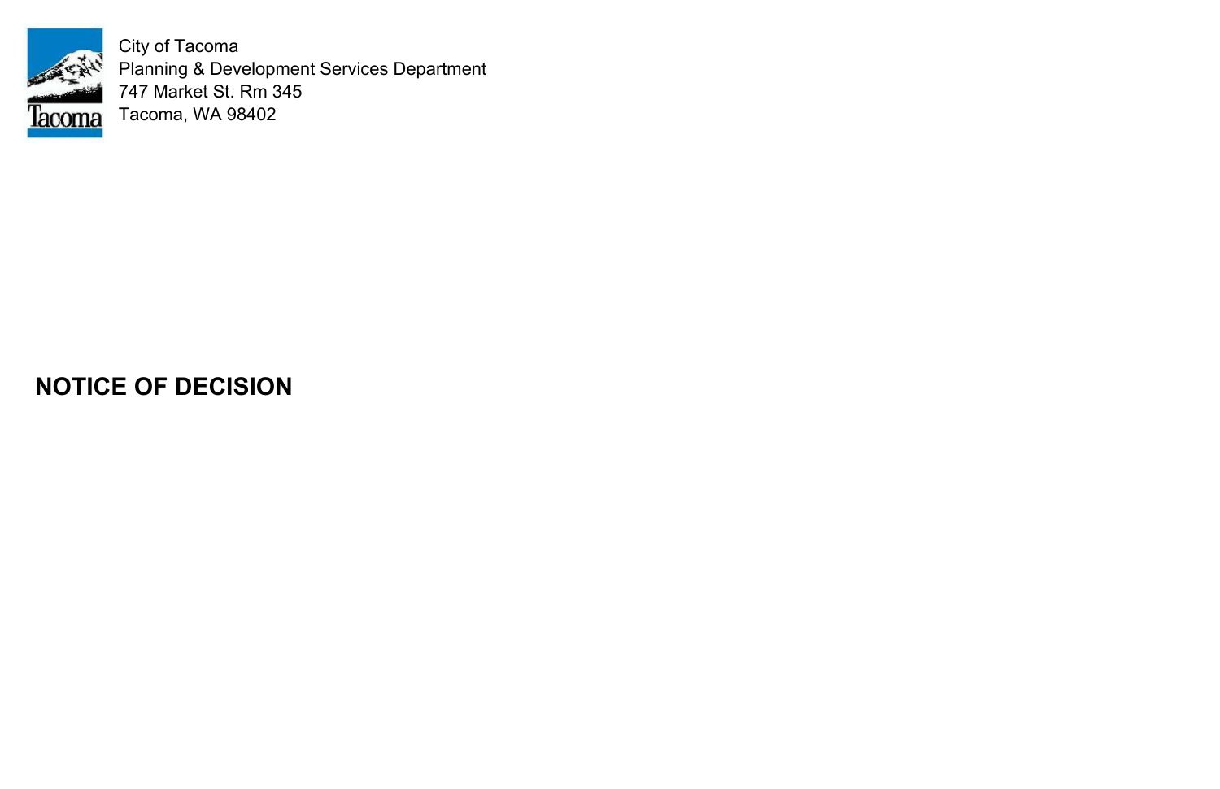City of Tacoma
Planning & Development Services Department
747 Market St. Rm 345
Tacoma, WA 98402

# NOTICE OF DECISION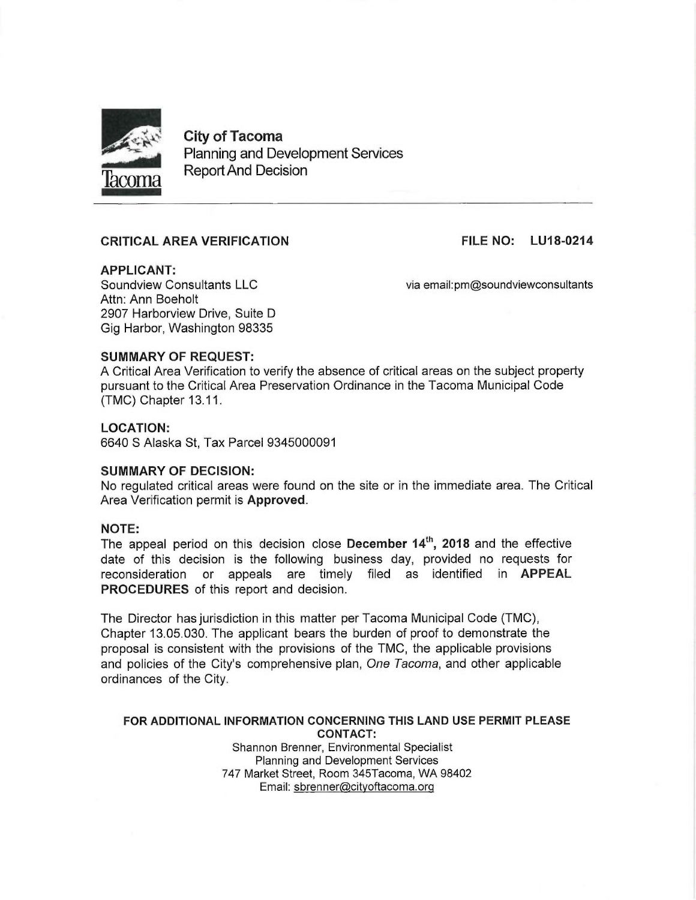**City of Tacoma**
Planning and Development Services
Report And Decision

---

**CRITICAL AREA VERIFICATION** **FILE NO: LU18-0214**

**APPLICANT:**
Soundview Consultants LLC via email:pm@soundviewconsultants
Attn: Ann Boeholt
2907 Harborview Drive, Suite D
Gig Harbor, Washington 98335

**SUMMARY OF REQUEST:**
A Critical Area Verification to verify the absence of critical areas on the subject property pursuant to the Critical Area Preservation Ordinance in the Tacoma Municipal Code (TMC) Chapter 13.11.

**LOCATION:**
6640 S Alaska St, Tax Parcel 9345000091

**SUMMARY OF DECISION:**
No regulated critical areas were found on the site or in the immediate area. The Critical Area Verification permit is **Approved**.

**NOTE:**
The appeal period on this decision close **December 14th, 2018** and the effective date of this decision is the following business day, provided no requests for reconsideration or appeals are timely filed as identified in **APPEAL PROCEDURES** of this report and decision.

The Director has jurisdiction in this matter per Tacoma Municipal Code (TMC), Chapter 13.05.030. The applicant bears the burden of proof to demonstrate the proposal is consistent with the provisions of the TMC, the applicable provisions and policies of the City's comprehensive plan, *One Tacoma*, and other applicable ordinances of the City.

**FOR ADDITIONAL INFORMATION CONCERNING THIS LAND USE PERMIT PLEASE CONTACT:**

Shannon Brenner, Environmental Specialist
Planning and Development Services
747 Market Street, Room 345Tacoma, WA 98402
Email: sbrenner@cityoftacoma.org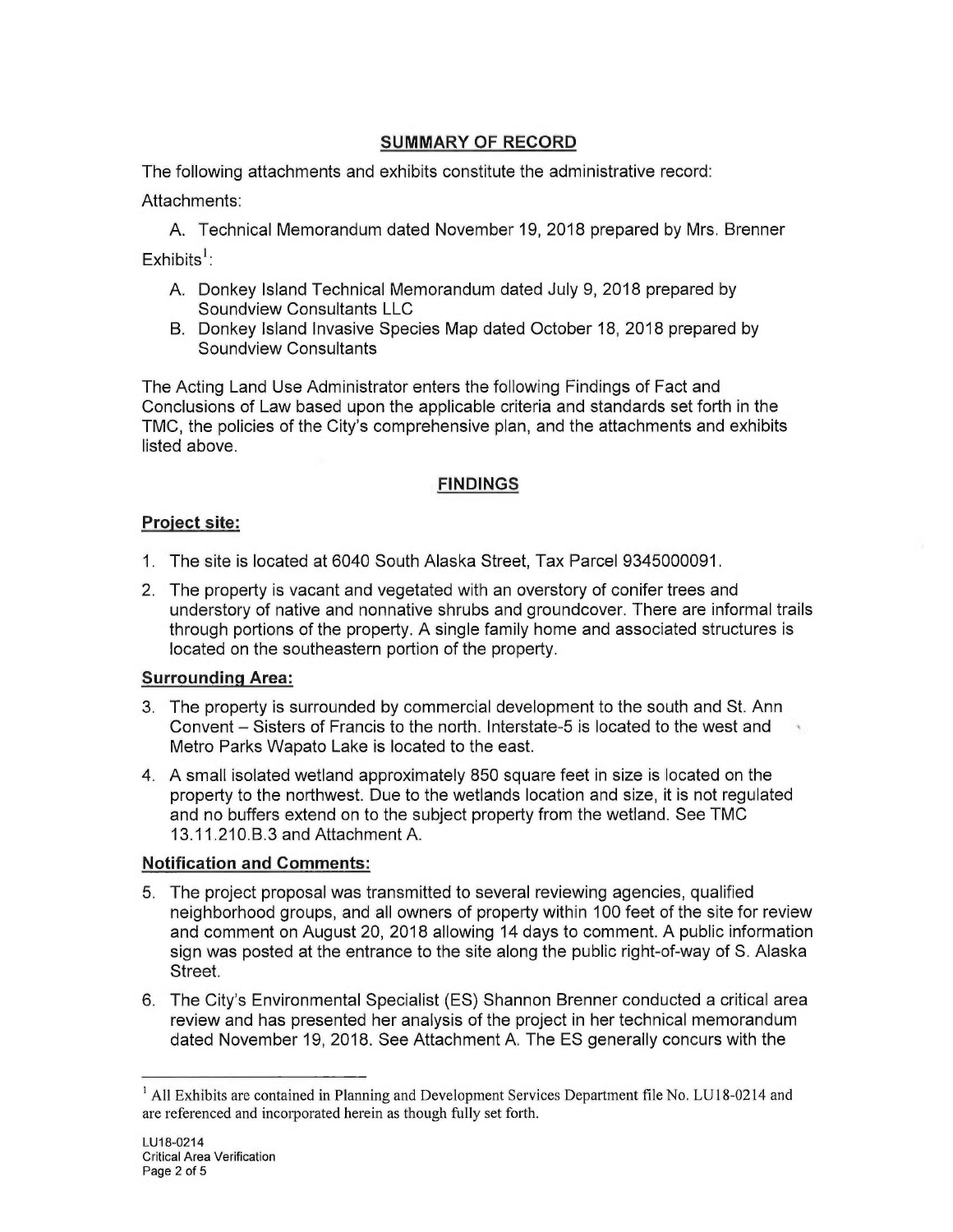## SUMMARY OF RECORD

The following attachments and exhibits constitute the administrative record:

Attachments:

A. Technical Memorandum dated November 19, 2018 prepared by Mrs. Brenner

Exhibits[1]:

A. Donkey Island Technical Memorandum dated July 9, 2018 prepared by Soundview Consultants LLC
B. Donkey Island Invasive Species Map dated October 18, 2018 prepared by Soundview Consultants

The Acting Land Use Administrator enters the following Findings of Fact and Conclusions of Law based upon the applicable criteria and standards set forth in the TMC, the policies of the City's comprehensive plan, and the attachments and exhibits listed above.

## FINDINGS

### Project site:

1. The site is located at 6040 South Alaska Street, Tax Parcel 9345000091.

2. The property is vacant and vegetated with an overstory of conifer trees and understory of native and nonnative shrubs and groundcover. There are informal trails through portions of the property. A single family home and associated structures is located on the southeastern portion of the property.

### Surrounding Area:

3. The property is surrounded by commercial development to the south and St. Ann Convent – Sisters of Francis to the north. Interstate-5 is located to the west and Metro Parks Wapato Lake is located to the east.

4. A small isolated wetland approximately 850 square feet in size is located on the property to the northwest. Due to the wetlands location and size, it is not regulated and no buffers extend on to the subject property from the wetland. See TMC 13.11.210.B.3 and Attachment A.

### Notification and Comments:

5. The project proposal was transmitted to several reviewing agencies, qualified neighborhood groups, and all owners of property within 100 feet of the site for review and comment on August 20, 2018 allowing 14 days to comment. A public information sign was posted at the entrance to the site along the public right-of-way of S. Alaska Street.

6. The City's Environmental Specialist (ES) Shannon Brenner conducted a critical area review and has presented her analysis of the project in her technical memorandum dated November 19, 2018. See Attachment A. The ES generally concurs with the

---

[1] All Exhibits are contained in Planning and Development Services Department file No. LU18-0214 and are referenced and incorporated herein as though fully set forth.

LU18-0214
Critical Area Verification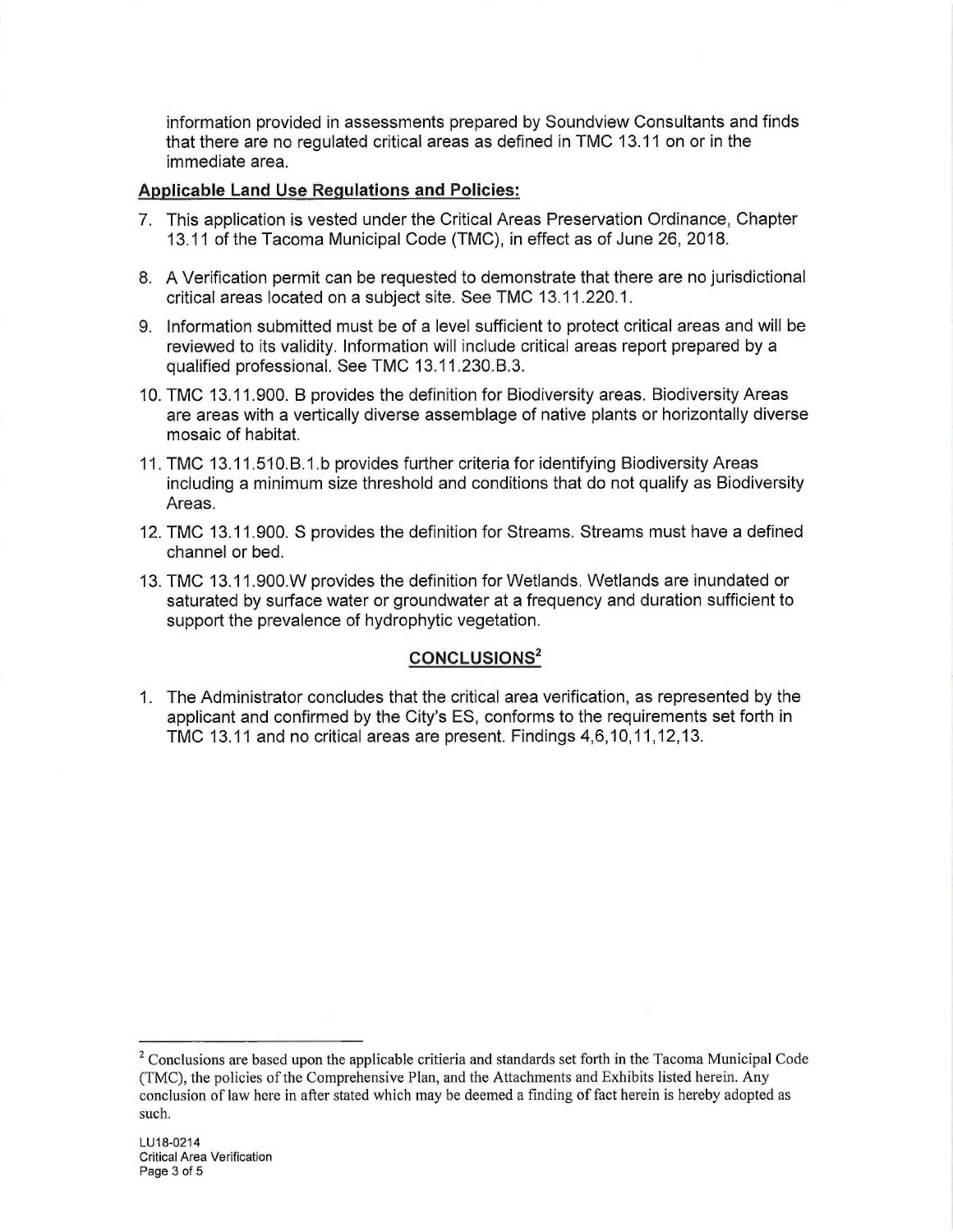information provided in assessments prepared by Soundview Consultants and finds that there are no regulated critical areas as defined in TMC 13.11 on or in the immediate area.

**Applicable Land Use Regulations and Policies:**

7. This application is vested under the Critical Areas Preservation Ordinance, Chapter 13.11 of the Tacoma Municipal Code (TMC), in effect as of June 26, 2018.

8. A Verification permit can be requested to demonstrate that there are no jurisdictional critical areas located on a subject site. See TMC 13.11.220.1.

9. Information submitted must be of a level sufficient to protect critical areas and will be reviewed to its validity. Information will include critical areas report prepared by a qualified professional. See TMC 13.11.230.B.3.

10. TMC 13.11.900. B provides the definition for Biodiversity areas. Biodiversity Areas are areas with a vertically diverse assemblage of native plants or horizontally diverse mosaic of habitat.

11. TMC 13.11.510.B.1.b provides further criteria for identifying Biodiversity Areas including a minimum size threshold and conditions that do not qualify as Biodiversity Areas.

12. TMC 13.11.900. S provides the definition for Streams. Streams must have a defined channel or bed.

13. TMC 13.11.900.W provides the definition for Wetlands. Wetlands are inundated or saturated by surface water or groundwater at a frequency and duration sufficient to support the prevalence of hydrophytic vegetation.

## CONCLUSIONS[2]

1. The Administrator concludes that the critical area verification, as represented by the applicant and confirmed by the City's ES, conforms to the requirements set forth in TMC 13.11 and no critical areas are present. Findings 4,6,10,11,12,13.

---

[2] Conclusions are based upon the applicable critieria and standards set forth in the Tacoma Municipal Code (TMC), the policies of the Comprehensive Plan, and the Attachments and Exhibits listed herein. Any conclusion of law here in after stated which may be deemed a finding of fact herein is hereby adopted as such.

LU18-0214
Critical Area Verification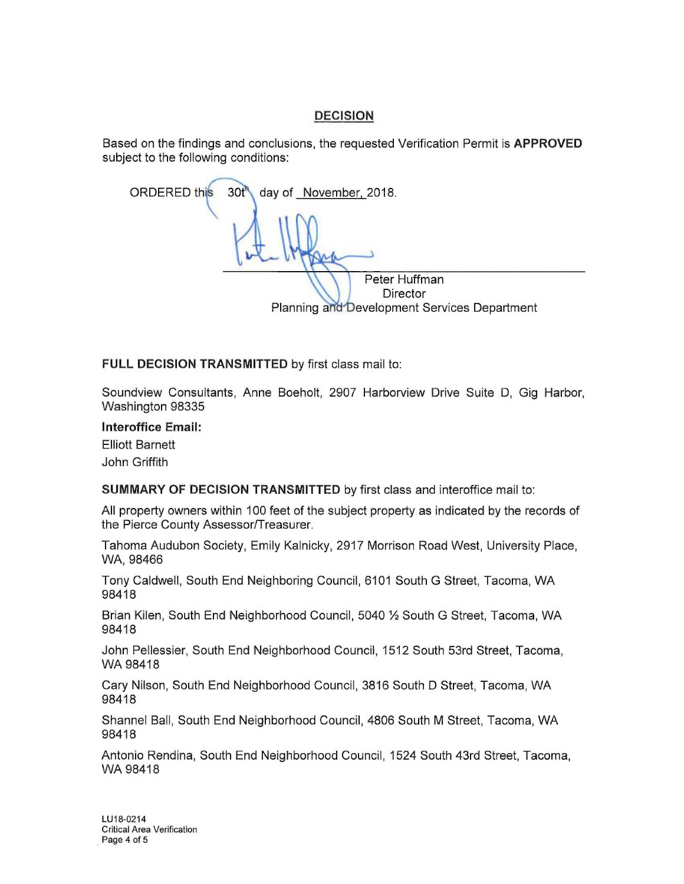## DECISION

Based on the findings and conclusions, the requested Verification Permit is **APPROVED** subject to the following conditions:

ORDERED this 30th day of November, 2018.

Peter Huffman
Director
Planning and Development Services Department

**FULL DECISION TRANSMITTED** by first class mail to:

Soundview Consultants, Anne Boeholt, 2907 Harborview Drive Suite D, Gig Harbor, Washington 98335

**Interoffice Email:**

Elliott Barnett
John Griffith

**SUMMARY OF DECISION TRANSMITTED** by first class and interoffice mail to:

All property owners within 100 feet of the subject property as indicated by the records of the Pierce County Assessor/Treasurer.

Tahoma Audubon Society, Emily Kalnicky, 2917 Morrison Road West, University Place, WA, 98466

Tony Caldwell, South End Neighboring Council, 6101 South G Street, Tacoma, WA 98418

Brian Kilen, South End Neighborhood Council, 5040 ½ South G Street, Tacoma, WA 98418

John Pellessier, South End Neighborhood Council, 1512 South 53rd Street, Tacoma, WA 98418

Cary Nilson, South End Neighborhood Council, 3816 South D Street, Tacoma, WA 98418

Shannel Ball, South End Neighborhood Council, 4806 South M Street, Tacoma, WA 98418

Antonio Rendina, South End Neighborhood Council, 1524 South 43rd Street, Tacoma, WA 98418

LU18-0214
Critical Area Verification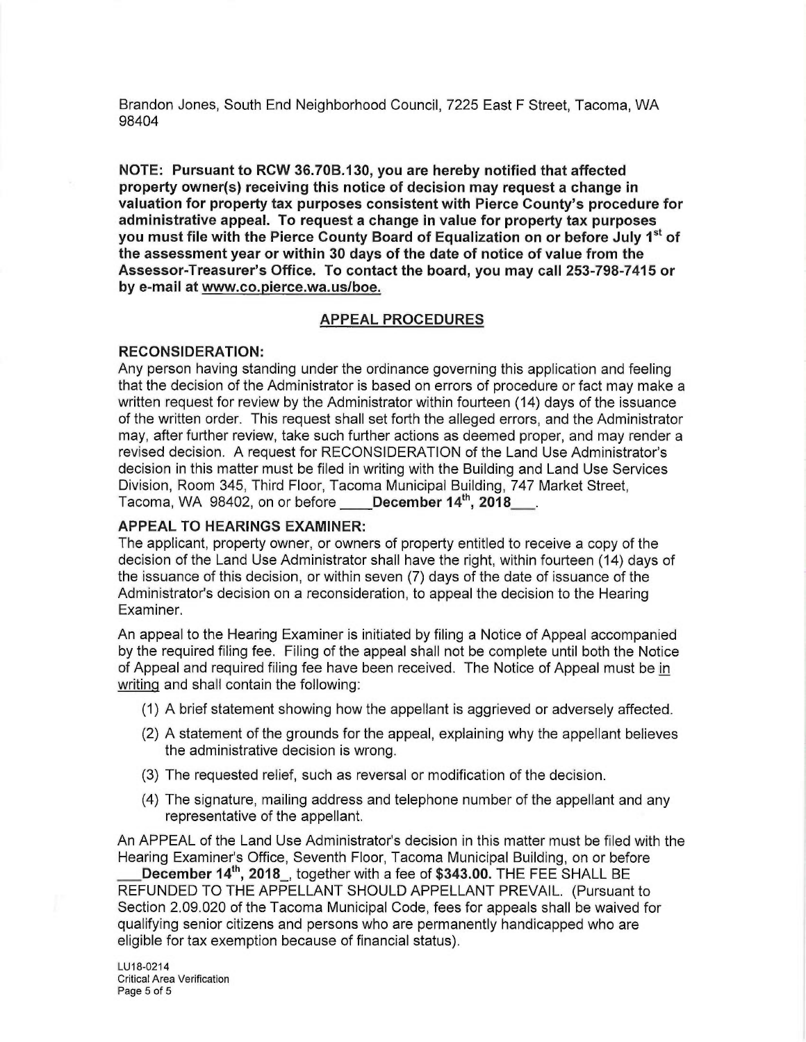Brandon Jones, South End Neighborhood Council, 7225 East F Street, Tacoma, WA 98404

**NOTE: Pursuant to RCW 36.70B.130, you are hereby notified that affected property owner(s) receiving this notice of decision may request a change in valuation for property tax purposes consistent with Pierce County's procedure for administrative appeal. To request a change in value for property tax purposes you must file with the Pierce County Board of Equalization on or before July 1st of the assessment year or within 30 days of the date of notice of value from the Assessor-Treasurer's Office. To contact the board, you may call 253-798-7415 or by e-mail at www.co.pierce.wa.us/boe.**

## APPEAL PROCEDURES

**RECONSIDERATION:**

Any person having standing under the ordinance governing this application and feeling that the decision of the Administrator is based on errors of procedure or fact may make a written request for review by the Administrator within fourteen (14) days of the issuance of the written order. This request shall set forth the alleged errors, and the Administrator may, after further review, take such further actions as deemed proper, and may render a revised decision. A request for RECONSIDERATION of the Land Use Administrator's decision in this matter must be filed in writing with the Building and Land Use Services Division, Room 345, Third Floor, Tacoma Municipal Building, 747 Market Street, Tacoma, WA 98402, on or before **December 14th, 2018**.

**APPEAL TO HEARINGS EXAMINER:**

The applicant, property owner, or owners of property entitled to receive a copy of the decision of the Land Use Administrator shall have the right, within fourteen (14) days of the issuance of this decision, or within seven (7) days of the date of issuance of the Administrator's decision on a reconsideration, to appeal the decision to the Hearing Examiner.

An appeal to the Hearing Examiner is initiated by filing a Notice of Appeal accompanied by the required filing fee. Filing of the appeal shall not be complete until both the Notice of Appeal and required filing fee have been received. The Notice of Appeal must be in writing and shall contain the following:

(1) A brief statement showing how the appellant is aggrieved or adversely affected.

(2) A statement of the grounds for the appeal, explaining why the appellant believes the administrative decision is wrong.

(3) The requested relief, such as reversal or modification of the decision.

(4) The signature, mailing address and telephone number of the appellant and any representative of the appellant.

An APPEAL of the Land Use Administrator's decision in this matter must be filed with the Hearing Examiner's Office, Seventh Floor, Tacoma Municipal Building, on or before **December 14th, 2018**, together with a fee of **$343.00.** THE FEE SHALL BE REFUNDED TO THE APPELLANT SHOULD APPELLANT PREVAIL. (Pursuant to Section 2.09.020 of the Tacoma Municipal Code, fees for appeals shall be waived for qualifying senior citizens and persons who are permanently handicapped who are eligible for tax exemption because of financial status).

LU18-0214
Critical Area Verification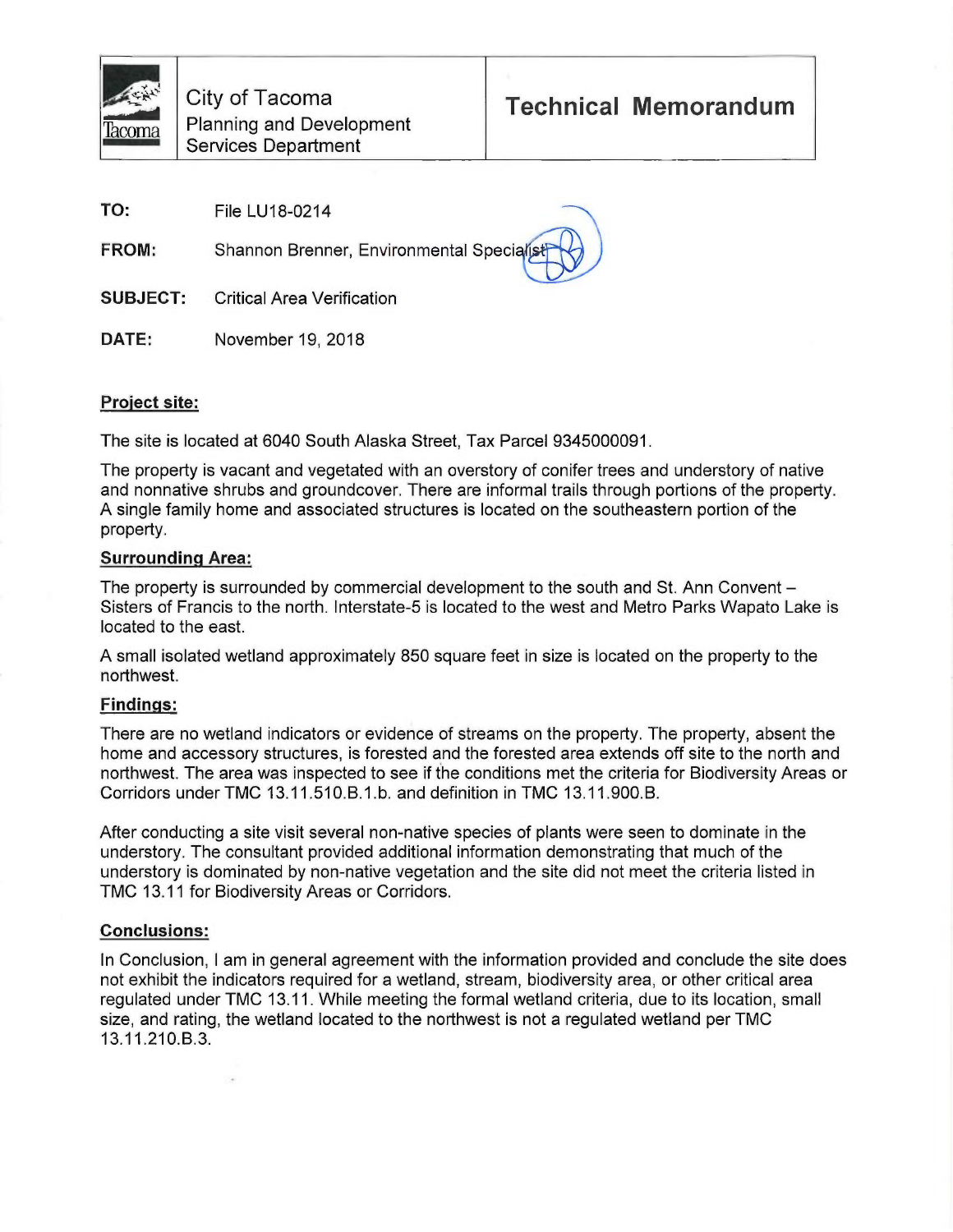City of Tacoma
Planning and Development
Services Department

# Technical Memorandum

**TO:** File LU18-0214

**FROM:** Shannon Brenner, Environmental Specialist

**SUBJECT:** Critical Area Verification

**DATE:** November 19, 2018

## Project site:

The site is located at 6040 South Alaska Street, Tax Parcel 9345000091.

The property is vacant and vegetated with an overstory of conifer trees and understory of native and nonnative shrubs and groundcover. There are informal trails through portions of the property. A single family home and associated structures is located on the southeastern portion of the property.

## Surrounding Area:

The property is surrounded by commercial development to the south and St. Ann Convent – Sisters of Francis to the north. Interstate-5 is located to the west and Metro Parks Wapato Lake is located to the east.

A small isolated wetland approximately 850 square feet in size is located on the property to the northwest.

## Findings:

There are no wetland indicators or evidence of streams on the property. The property, absent the home and accessory structures, is forested and the forested area extends off site to the north and northwest. The area was inspected to see if the conditions met the criteria for Biodiversity Areas or Corridors under TMC 13.11.510.B.1.b. and definition in TMC 13.11.900.B.

After conducting a site visit several non-native species of plants were seen to dominate in the understory. The consultant provided additional information demonstrating that much of the understory is dominated by non-native vegetation and the site did not meet the criteria listed in TMC 13.11 for Biodiversity Areas or Corridors.

## Conclusions:

In Conclusion, I am in general agreement with the information provided and conclude the site does not exhibit the indicators required for a wetland, stream, biodiversity area, or other critical area regulated under TMC 13.11. While meeting the formal wetland criteria, due to its location, small size, and rating, the wetland located to the northwest is not a regulated wetland per TMC 13.11.210.B.3.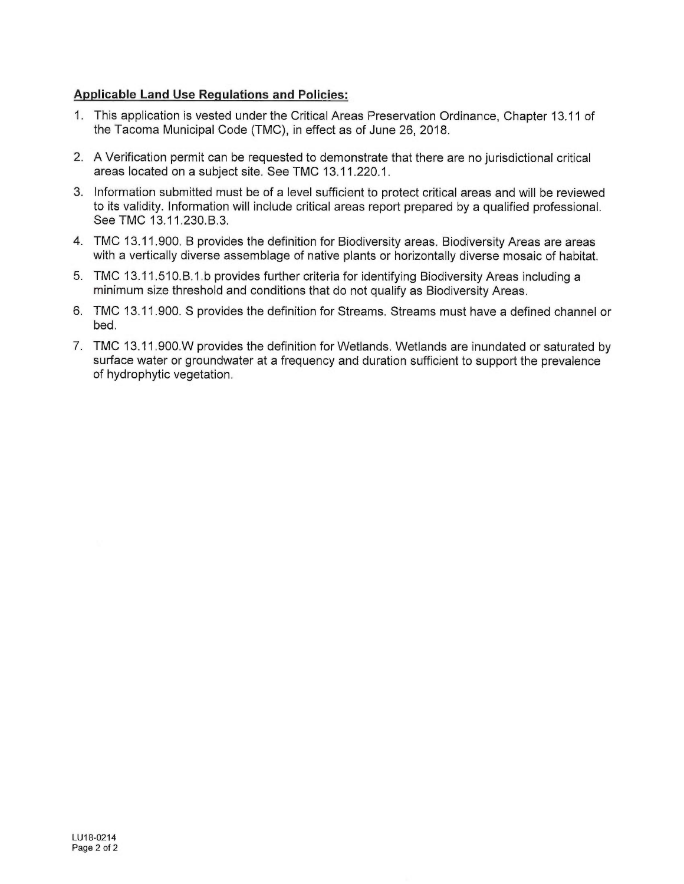**Applicable Land Use Regulations and Policies:**

1. This application is vested under the Critical Areas Preservation Ordinance, Chapter 13.11 of the Tacoma Municipal Code (TMC), in effect as of June 26, 2018.
2. A Verification permit can be requested to demonstrate that there are no jurisdictional critical areas located on a subject site. See TMC 13.11.220.1.
3. Information submitted must be of a level sufficient to protect critical areas and will be reviewed to its validity. Information will include critical areas report prepared by a qualified professional. See TMC 13.11.230.B.3.
4. TMC 13.11.900. B provides the definition for Biodiversity areas. Biodiversity Areas are areas with a vertically diverse assemblage of native plants or horizontally diverse mosaic of habitat.
5. TMC 13.11.510.B.1.b provides further criteria for identifying Biodiversity Areas including a minimum size threshold and conditions that do not qualify as Biodiversity Areas.
6. TMC 13.11.900. S provides the definition for Streams. Streams must have a defined channel or bed.
7. TMC 13.11.900.W provides the definition for Wetlands. Wetlands are inundated or saturated by surface water or groundwater at a frequency and duration sufficient to support the prevalence of hydrophytic vegetation.

LU18-0214